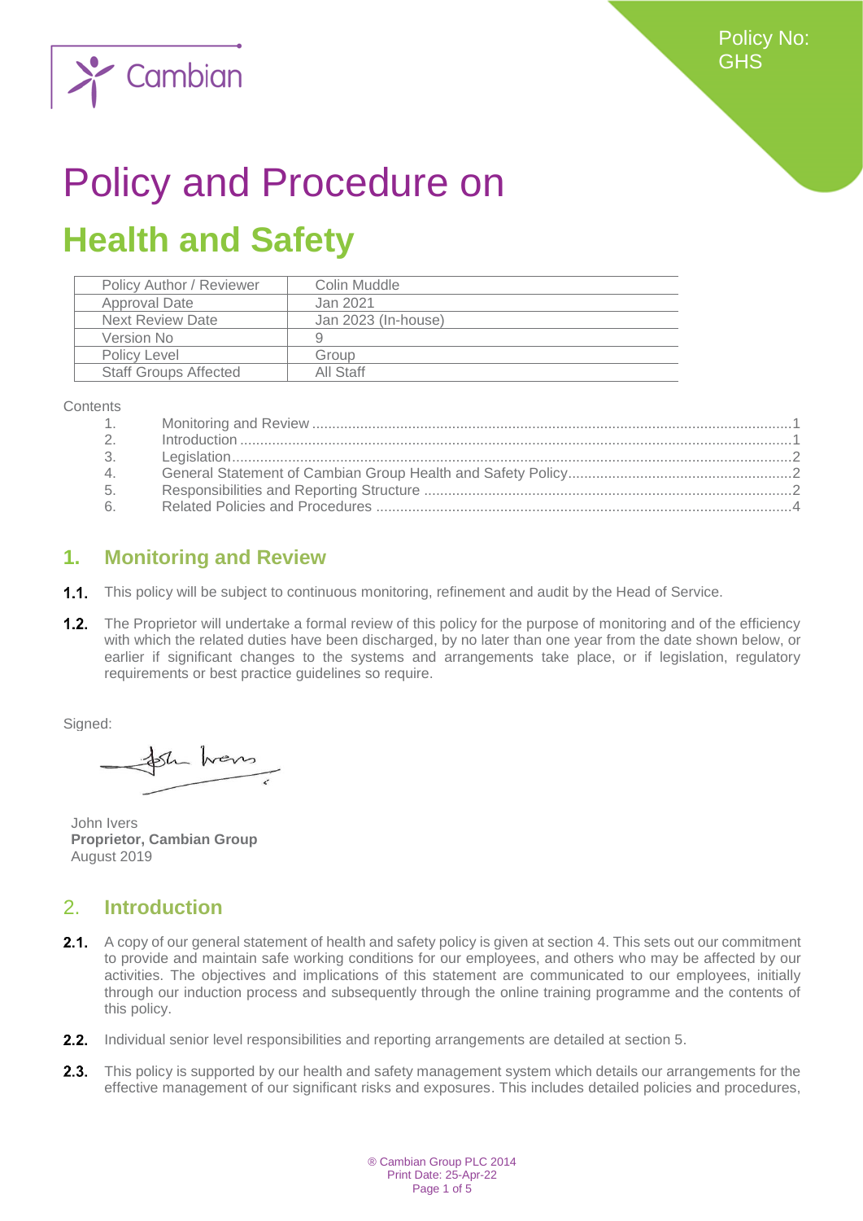Cambian

Policy No: GHS

# Policy and Procedure on

# Health and Safety

| Policy Author / Reviewer | Colin Muddle |
|---|---|
| Approval Date | Jan 2021 |
| Next Review Date | Jan 2023 (In-house) |
| Version No | 9 |
| Policy Level | Group |
| Staff Groups Affected | All Staff |

Contents

1. Monitoring and Review ....1
2. Introduction ....1
3. Legislation ....2
4. General Statement of Cambian Group Health and Safety Policy ....2
5. Responsibilities and Reporting Structure ....2
6. Related Policies and Procedures ....4

## 1. Monitoring and Review

**1.1.** This policy will be subject to continuous monitoring, refinement and audit by the Head of Service.

**1.2.** The Proprietor will undertake a formal review of this policy for the purpose of monitoring and of the efficiency with which the related duties have been discharged, by no later than one year from the date shown below, or earlier if significant changes to the systems and arrangements take place, or if legislation, regulatory requirements or best practice guidelines so require.

Signed:

John Ivers
**Proprietor, Cambian Group**
August 2019

## 2. Introduction

**2.1.** A copy of our general statement of health and safety policy is given at section 4. This sets out our commitment to provide and maintain safe working conditions for our employees, and others who may be affected by our activities. The objectives and implications of this statement are communicated to our employees, initially through our induction process and subsequently through the online training programme and the contents of this policy.

**2.2.** Individual senior level responsibilities and reporting arrangements are detailed at section 5.

**2.3.** This policy is supported by our health and safety management system which details our arrangements for the effective management of our significant risks and exposures. This includes detailed policies and procedures,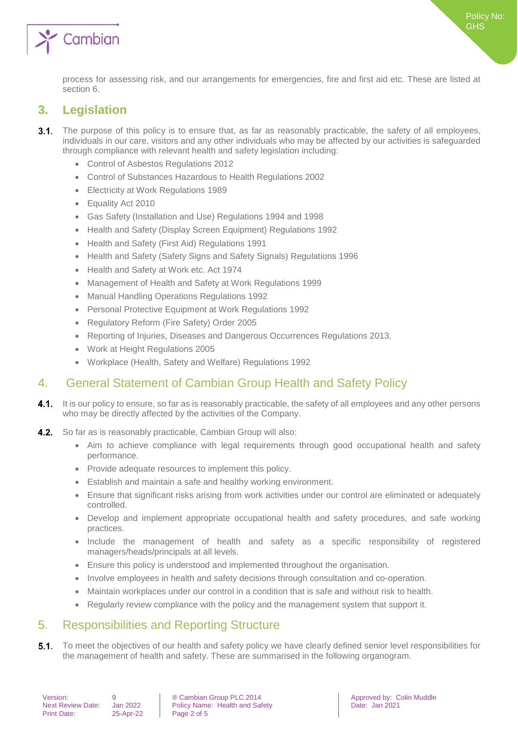process for assessing risk, and our arrangements for emergencies, fire and first aid etc. These are listed at section 6.

## 3. Legislation

**3.1.** The purpose of this policy is to ensure that, as far as reasonably practicable, the safety of all employees, individuals in our care, visitors and any other individuals who may be affected by our activities is safeguarded through compliance with relevant health and safety legislation including:

- Control of Asbestos Regulations 2012
- Control of Substances Hazardous to Health Regulations 2002
- Electricity at Work Regulations 1989
- Equality Act 2010
- Gas Safety (Installation and Use) Regulations 1994 and 1998
- Health and Safety (Display Screen Equipment) Regulations 1992
- Health and Safety (First Aid) Regulations 1991
- Health and Safety (Safety Signs and Safety Signals) Regulations 1996
- Health and Safety at Work etc. Act 1974
- Management of Health and Safety at Work Regulations 1999
- Manual Handling Operations Regulations 1992
- Personal Protective Equipment at Work Regulations 1992
- Regulatory Reform (Fire Safety) Order 2005
- Reporting of Injuries, Diseases and Dangerous Occurrences Regulations 2013,
- Work at Height Regulations 2005
- Workplace (Health, Safety and Welfare) Regulations 1992

## 4. General Statement of Cambian Group Health and Safety Policy

**4.1.** It is our policy to ensure, so far as is reasonably practicable, the safety of all employees and any other persons who may be directly affected by the activities of the Company.

**4.2.** So far as is reasonably practicable, Cambian Group will also:

- Aim to achieve compliance with legal requirements through good occupational health and safety performance.
- Provide adequate resources to implement this policy.
- Establish and maintain a safe and healthy working environment.
- Ensure that significant risks arising from work activities under our control are eliminated or adequately controlled.
- Develop and implement appropriate occupational health and safety procedures, and safe working practices.
- Include the management of health and safety as a specific responsibility of registered managers/heads/principals at all levels.
- Ensure this policy is understood and implemented throughout the organisation.
- Involve employees in health and safety decisions through consultation and co-operation.
- Maintain workplaces under our control in a condition that is safe and without risk to health.
- Regularly review compliance with the policy and the management system that support it.

## 5. Responsibilities and Reporting Structure

**5.1.** To meet the objectives of our health and safety policy we have clearly defined senior level responsibilities for the management of health and safety. These are summarised in the following organogram.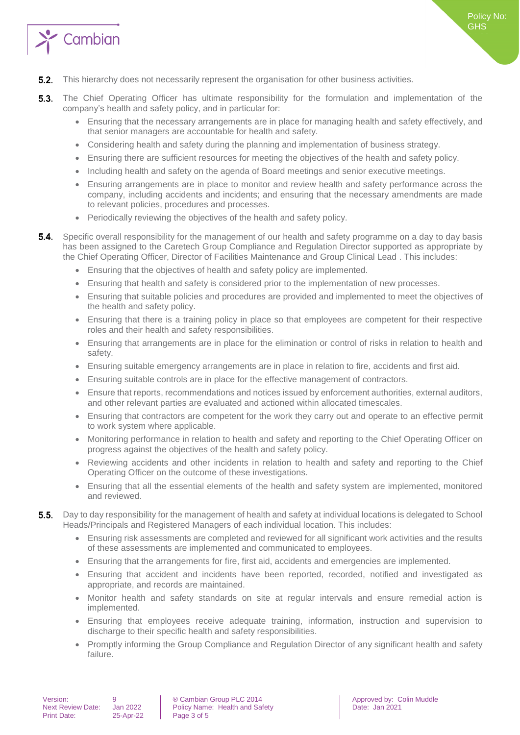**5.2.** This hierarchy does not necessarily represent the organisation for other business activities.

**5.3.** The Chief Operating Officer has ultimate responsibility for the formulation and implementation of the company's health and safety policy, and in particular for:

- Ensuring that the necessary arrangements are in place for managing health and safety effectively, and that senior managers are accountable for health and safety.
- Considering health and safety during the planning and implementation of business strategy.
- Ensuring there are sufficient resources for meeting the objectives of the health and safety policy.
- Including health and safety on the agenda of Board meetings and senior executive meetings.
- Ensuring arrangements are in place to monitor and review health and safety performance across the company, including accidents and incidents; and ensuring that the necessary amendments are made to relevant policies, procedures and processes.
- Periodically reviewing the objectives of the health and safety policy.

**5.4.** Specific overall responsibility for the management of our health and safety programme on a day to day basis has been assigned to the Caretech Group Compliance and Regulation Director supported as appropriate by the Chief Operating Officer, Director of Facilities Maintenance and Group Clinical Lead . This includes:

- Ensuring that the objectives of health and safety policy are implemented.
- Ensuring that health and safety is considered prior to the implementation of new processes.
- Ensuring that suitable policies and procedures are provided and implemented to meet the objectives of the health and safety policy.
- Ensuring that there is a training policy in place so that employees are competent for their respective roles and their health and safety responsibilities.
- Ensuring that arrangements are in place for the elimination or control of risks in relation to health and safety.
- Ensuring suitable emergency arrangements are in place in relation to fire, accidents and first aid.
- Ensuring suitable controls are in place for the effective management of contractors.
- Ensure that reports, recommendations and notices issued by enforcement authorities, external auditors, and other relevant parties are evaluated and actioned within allocated timescales.
- Ensuring that contractors are competent for the work they carry out and operate to an effective permit to work system where applicable.
- Monitoring performance in relation to health and safety and reporting to the Chief Operating Officer on progress against the objectives of the health and safety policy.
- Reviewing accidents and other incidents in relation to health and safety and reporting to the Chief Operating Officer on the outcome of these investigations.
- Ensuring that all the essential elements of the health and safety system are implemented, monitored and reviewed.

**5.5.** Day to day responsibility for the management of health and safety at individual locations is delegated to School Heads/Principals and Registered Managers of each individual location. This includes:

- Ensuring risk assessments are completed and reviewed for all significant work activities and the results of these assessments are implemented and communicated to employees.
- Ensuring that the arrangements for fire, first aid, accidents and emergencies are implemented.
- Ensuring that accident and incidents have been reported, recorded, notified and investigated as appropriate, and records are maintained.
- Monitor health and safety standards on site at regular intervals and ensure remedial action is implemented.
- Ensuring that employees receive adequate training, information, instruction and supervision to discharge to their specific health and safety responsibilities.
- Promptly informing the Group Compliance and Regulation Director of any significant health and safety failure.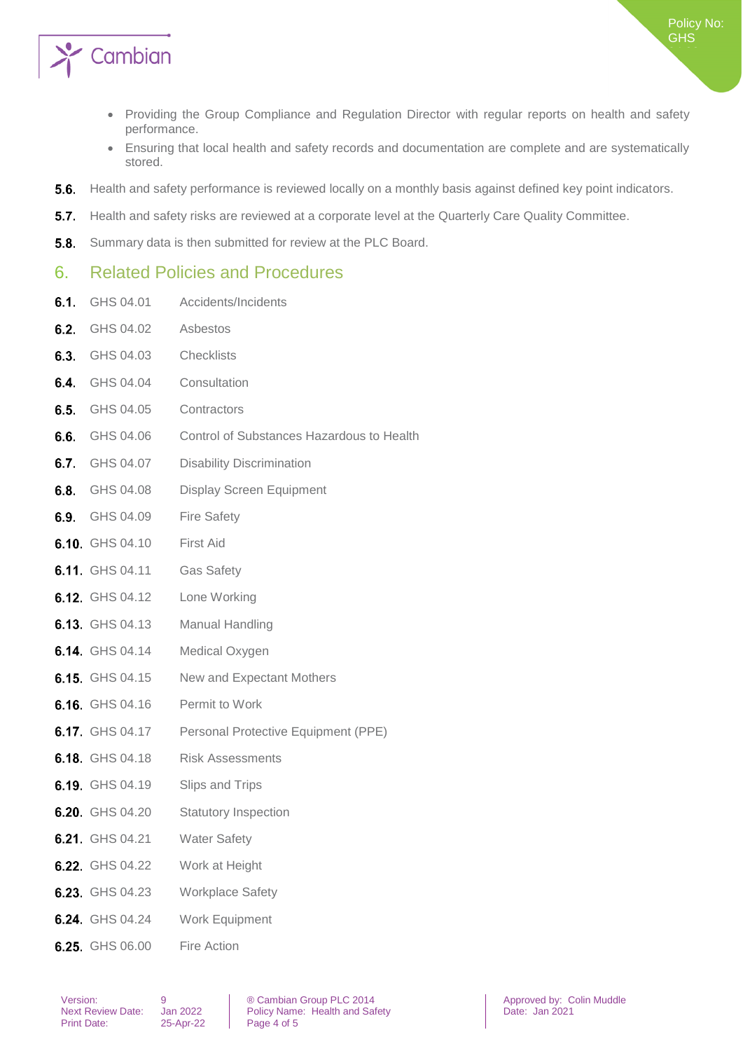- Providing the Group Compliance and Regulation Director with regular reports on health and safety performance.
- Ensuring that local health and safety records and documentation are complete and are systematically stored.

**5.6.** Health and safety performance is reviewed locally on a monthly basis against defined key point indicators.

**5.7.** Health and safety risks are reviewed at a corporate level at the Quarterly Care Quality Committee.

**5.8.** Summary data is then submitted for review at the PLC Board.

## 6. Related Policies and Procedures

**6.1.** GHS 04.01 Accidents/Incidents

**6.2.** GHS 04.02 Asbestos

**6.3.** GHS 04.03 Checklists

**6.4.** GHS 04.04 Consultation

**6.5.** GHS 04.05 Contractors

**6.6.** GHS 04.06 Control of Substances Hazardous to Health

**6.7.** GHS 04.07 Disability Discrimination

**6.8.** GHS 04.08 Display Screen Equipment

**6.9.** GHS 04.09 Fire Safety

**6.10.** GHS 04.10 First Aid

**6.11.** GHS 04.11 Gas Safety

**6.12.** GHS 04.12 Lone Working

**6.13.** GHS 04.13 Manual Handling

**6.14.** GHS 04.14 Medical Oxygen

**6.15.** GHS 04.15 New and Expectant Mothers

**6.16.** GHS 04.16 Permit to Work

**6.17.** GHS 04.17 Personal Protective Equipment (PPE)

**6.18.** GHS 04.18 Risk Assessments

**6.19.** GHS 04.19 Slips and Trips

**6.20.** GHS 04.20 Statutory Inspection

**6.21.** GHS 04.21 Water Safety

**6.22.** GHS 04.22 Work at Height

**6.23.** GHS 04.23 Workplace Safety

**6.24.** GHS 04.24 Work Equipment

**6.25.** GHS 06.00 Fire Action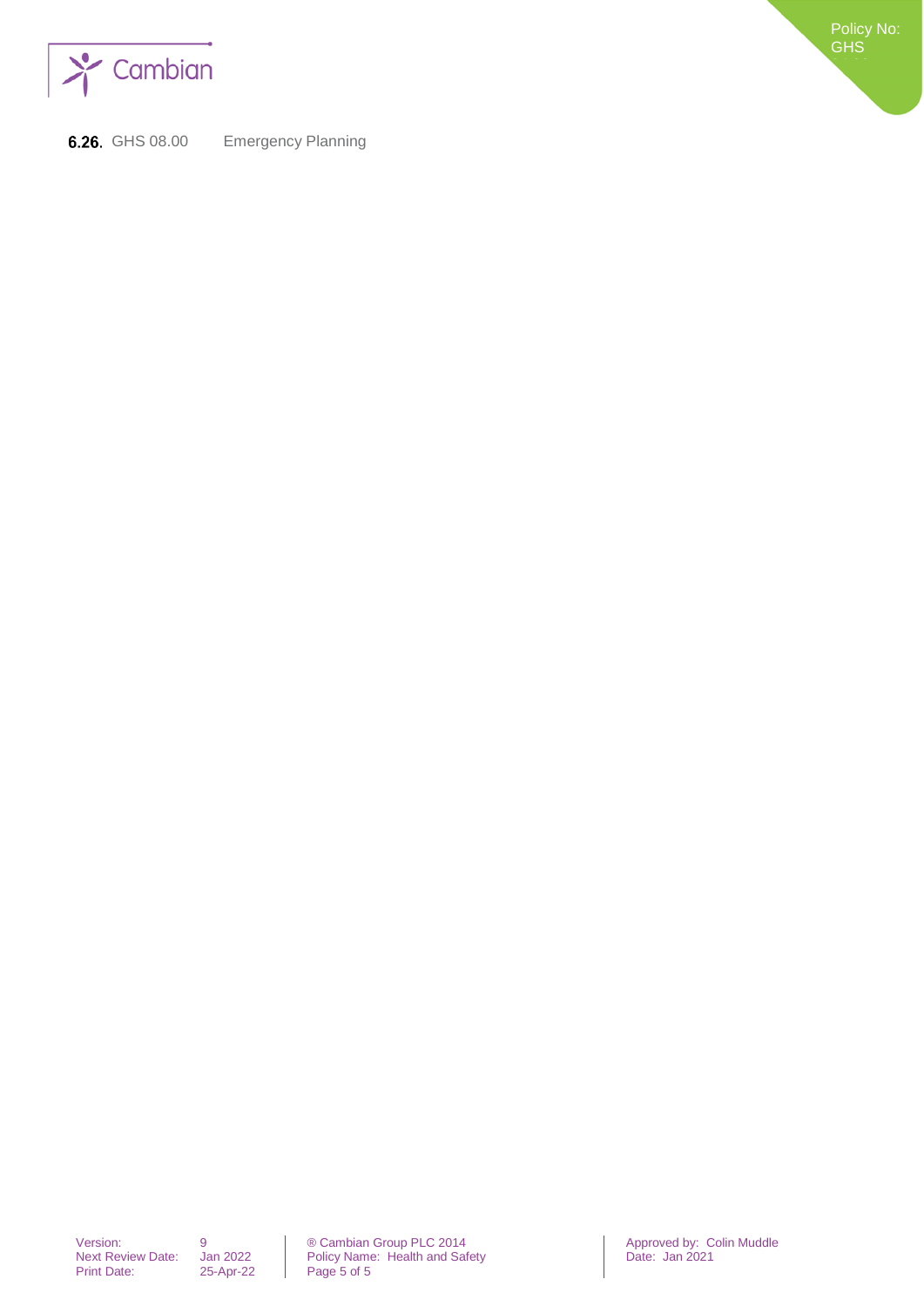**6.26.** GHS 08.00 Emergency Planning